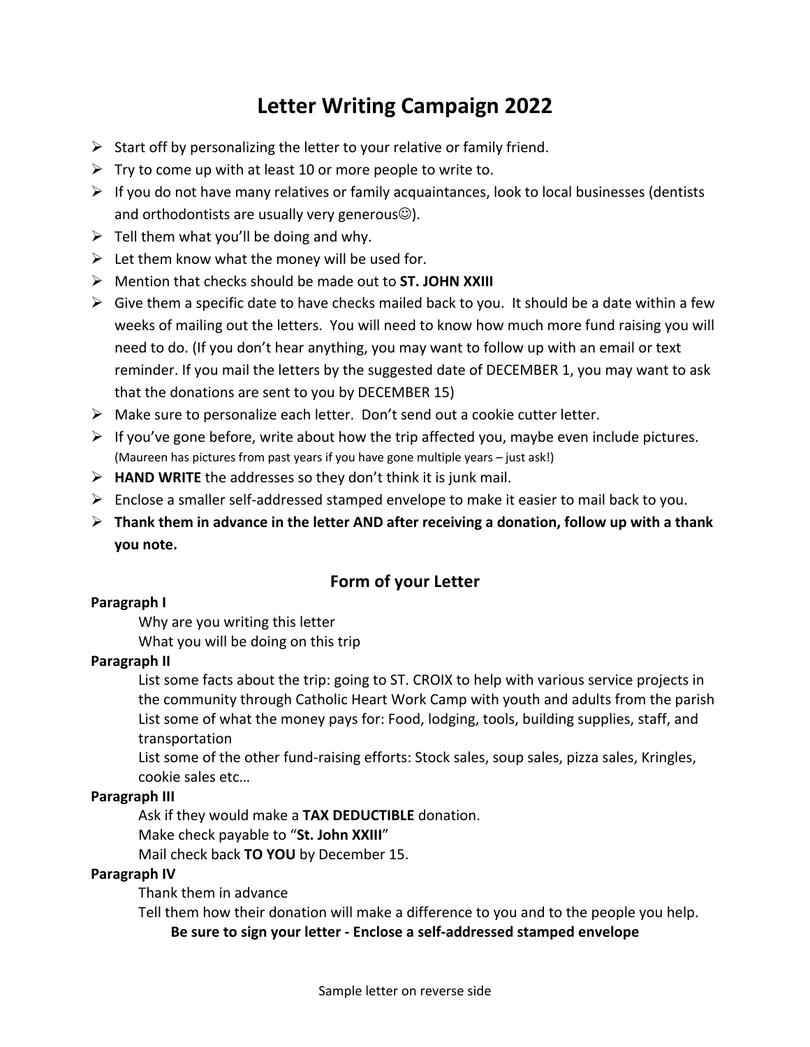# Letter Writing Campaign 2022

- Start off by personalizing the letter to your relative or family friend.
- Try to come up with at least 10 or more people to write to.
- If you do not have many relatives or family acquaintances, look to local businesses (dentists and orthodontists are usually very generous☺).
- Tell them what you'll be doing and why.
- Let them know what the money will be used for.
- Mention that checks should be made out to **ST. JOHN XXIII**
- Give them a specific date to have checks mailed back to you. It should be a date within a few weeks of mailing out the letters. You will need to know how much more fund raising you will need to do. (If you don't hear anything, you may want to follow up with an email or text reminder. If you mail the letters by the suggested date of DECEMBER 1, you may want to ask that the donations are sent to you by DECEMBER 15)
- Make sure to personalize each letter. Don't send out a cookie cutter letter.
- If you've gone before, write about how the trip affected you, maybe even include pictures. (Maureen has pictures from past years if you have gone multiple years – just ask!)
- **HAND WRITE** the addresses so they don't think it is junk mail.
- Enclose a smaller self-addressed stamped envelope to make it easier to mail back to you.
- **Thank them in advance in the letter AND after receiving a donation, follow up with a thank you note.**

## Form of your Letter

**Paragraph I**

Why are you writing this letter
What you will be doing on this trip

**Paragraph II**

List some facts about the trip: going to ST. CROIX to help with various service projects in the community through Catholic Heart Work Camp with youth and adults from the parish
List some of what the money pays for: Food, lodging, tools, building supplies, staff, and transportation
List some of the other fund-raising efforts: Stock sales, soup sales, pizza sales, Kringles, cookie sales etc…

**Paragraph III**

Ask if they would make a **TAX DEDUCTIBLE** donation.
Make check payable to "**St. John XXIII**"
Mail check back **TO YOU** by December 15.

**Paragraph IV**

Thank them in advance
Tell them how their donation will make a difference to you and to the people you help.

**Be sure to sign your letter - Enclose a self-addressed stamped envelope**

Sample letter on reverse side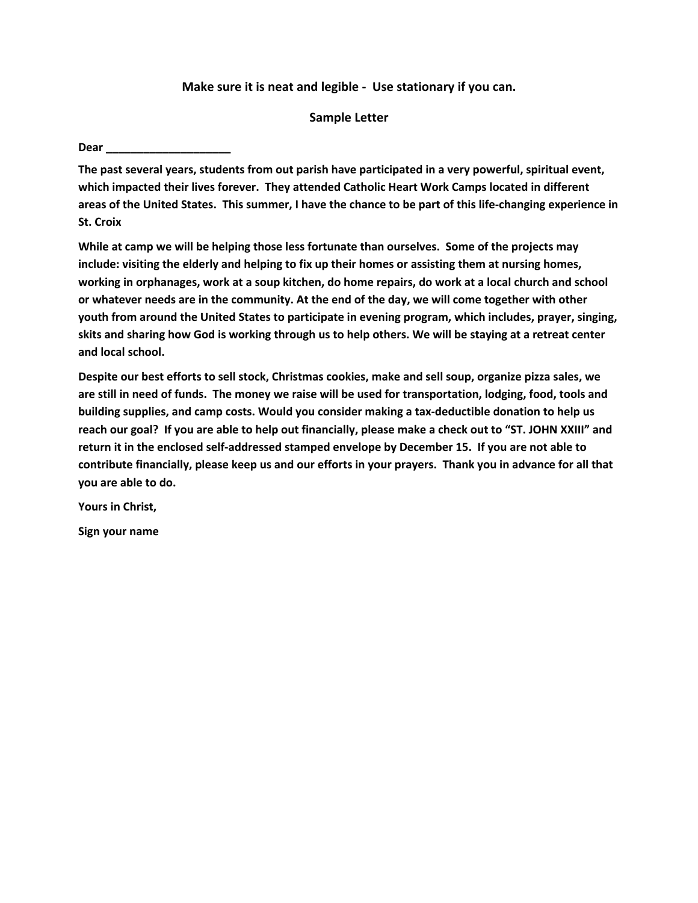**Make sure it is neat and legible - Use stationary if you can.**

**Sample Letter**

**Dear ____________________**

**The past several years, students from out parish have participated in a very powerful, spiritual event, which impacted their lives forever. They attended Catholic Heart Work Camps located in different areas of the United States. This summer, I have the chance to be part of this life-changing experience in St. Croix**

**While at camp we will be helping those less fortunate than ourselves. Some of the projects may include: visiting the elderly and helping to fix up their homes or assisting them at nursing homes, working in orphanages, work at a soup kitchen, do home repairs, do work at a local church and school or whatever needs are in the community. At the end of the day, we will come together with other youth from around the United States to participate in evening program, which includes, prayer, singing, skits and sharing how God is working through us to help others. We will be staying at a retreat center and local school.**

**Despite our best efforts to sell stock, Christmas cookies, make and sell soup, organize pizza sales, we are still in need of funds. The money we raise will be used for transportation, lodging, food, tools and building supplies, and camp costs. Would you consider making a tax-deductible donation to help us reach our goal? If you are able to help out financially, please make a check out to "ST. JOHN XXIII" and return it in the enclosed self-addressed stamped envelope by December 15. If you are not able to contribute financially, please keep us and our efforts in your prayers. Thank you in advance for all that you are able to do.**

**Yours in Christ,**

**Sign your name**